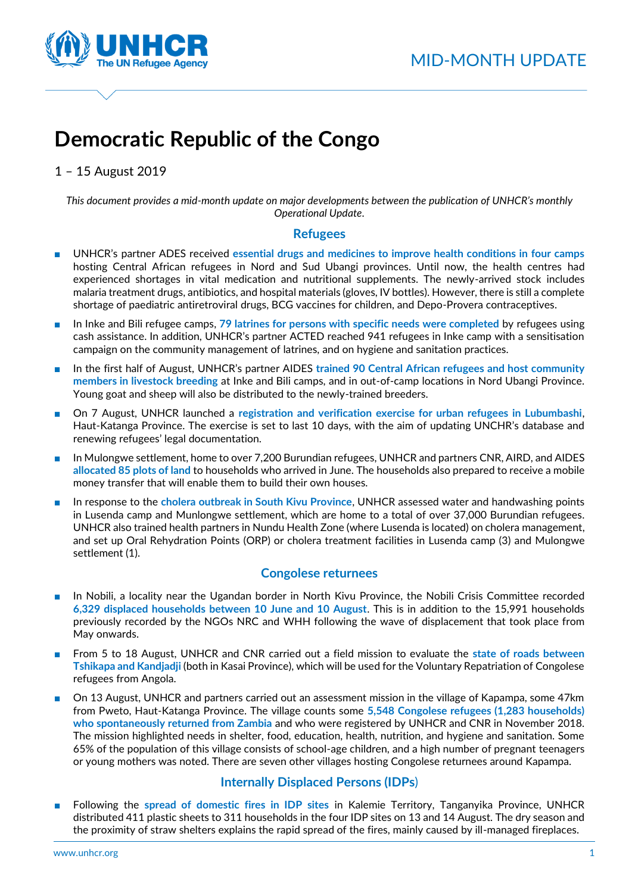MID-MONTH UPDATE

# Democratic Republic of the Congo

1 – 15 August 2019

*This document provides a mid-month update on major developments between the publication of UNHCR's monthly Operational Update.*

## Refugees

- UNHCR's partner ADES received **essential drugs and medicines to improve health conditions in four camps** hosting Central African refugees in Nord and Sud Ubangi provinces. Until now, the health centres had experienced shortages in vital medication and nutritional supplements. The newly-arrived stock includes malaria treatment drugs, antibiotics, and hospital materials (gloves, IV bottles). However, there is still a complete shortage of paediatric antiretroviral drugs, BCG vaccines for children, and Depo-Provera contraceptives.
- In Inke and Bili refugee camps, **79 latrines for persons with specific needs were completed** by refugees using cash assistance. In addition, UNHCR's partner ACTED reached 941 refugees in Inke camp with a sensitisation campaign on the community management of latrines, and on hygiene and sanitation practices.
- In the first half of August, UNHCR's partner AIDES **trained 90 Central African refugees and host community members in livestock breeding** at Inke and Bili camps, and in out-of-camp locations in Nord Ubangi Province. Young goat and sheep will also be distributed to the newly-trained breeders.
- On 7 August, UNHCR launched a **registration and verification exercise for urban refugees in Lubumbashi**, Haut-Katanga Province. The exercise is set to last 10 days, with the aim of updating UNCHR's database and renewing refugees' legal documentation.
- In Mulongwe settlement, home to over 7,200 Burundian refugees, UNHCR and partners CNR, AIRD, and AIDES **allocated 85 plots of land** to households who arrived in June. The households also prepared to receive a mobile money transfer that will enable them to build their own houses.
- In response to the **cholera outbreak in South Kivu Province**, UNHCR assessed water and handwashing points in Lusenda camp and Munlongwe settlement, which are home to a total of over 37,000 Burundian refugees. UNHCR also trained health partners in Nundu Health Zone (where Lusenda is located) on cholera management, and set up Oral Rehydration Points (ORP) or cholera treatment facilities in Lusenda camp (3) and Mulongwe settlement (1).

## Congolese returnees

- In Nobili, a locality near the Ugandan border in North Kivu Province, the Nobili Crisis Committee recorded **6,329 displaced households between 10 June and 10 August**. This is in addition to the 15,991 households previously recorded by the NGOs NRC and WHH following the wave of displacement that took place from May onwards.
- From 5 to 18 August, UNHCR and CNR carried out a field mission to evaluate the **state of roads between Tshikapa and Kandjadji** (both in Kasai Province), which will be used for the Voluntary Repatriation of Congolese refugees from Angola.
- On 13 August, UNHCR and partners carried out an assessment mission in the village of Kapampa, some 47km from Pweto, Haut-Katanga Province. The village counts some **5,548 Congolese refugees (1,283 households) who spontaneously returned from Zambia** and who were registered by UNHCR and CNR in November 2018. The mission highlighted needs in shelter, food, education, health, nutrition, and hygiene and sanitation. Some 65% of the population of this village consists of school-age children, and a high number of pregnant teenagers or young mothers was noted. There are seven other villages hosting Congolese returnees around Kapampa.

## Internally Displaced Persons (IDPs)

- Following the **spread of domestic fires in IDP sites** in Kalemie Territory, Tanganyika Province, UNHCR distributed 411 plastic sheets to 311 households in the four IDP sites on 13 and 14 August. The dry season and the proximity of straw shelters explains the rapid spread of the fires, mainly caused by ill-managed fireplaces.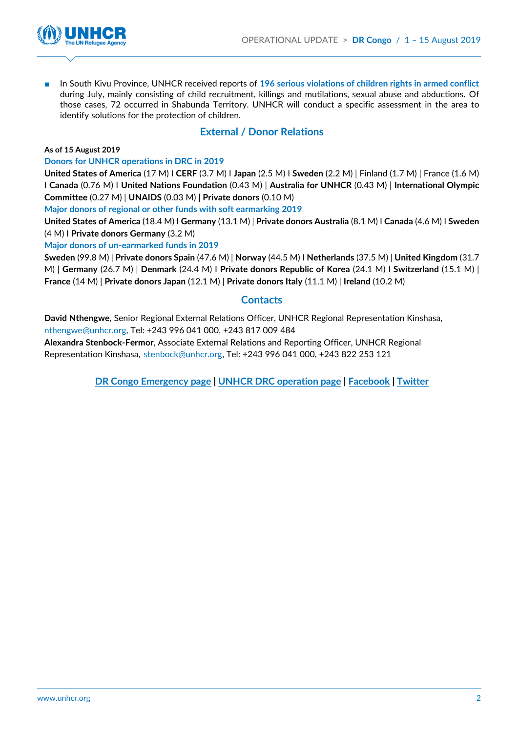- In South Kivu Province, UNHCR received reports of **196 serious violations of children rights in armed conflict** during July, mainly consisting of child recruitment, killings and mutilations, sexual abuse and abductions. Of those cases, 72 occurred in Shabunda Territory. UNHCR will conduct a specific assessment in the area to identify solutions for the protection of children.

## External / Donor Relations

**As of 15 August 2019**

**Donors for UNHCR operations in DRC in 2019**

**United States of America** (17 M) I **CERF** (3.7 M) I **Japan** (2.5 M) I **Sweden** (2.2 M) | Finland (1.7 M) | France (1.6 M) I **Canada** (0.76 M) I **United Nations Foundation** (0.43 M) | **Australia for UNHCR** (0.43 M) | **International Olympic Committee** (0.27 M) | **UNAIDS** (0.03 M) | **Private donors** (0.10 M)

**Major donors of regional or other funds with soft earmarking 2019**

**United States of America** (18.4 M) I **Germany** (13.1 M) | **Private donors Australia** (8.1 M) I **Canada** (4.6 M) I **Sweden** (4 M) I **Private donors Germany** (3.2 M)

**Major donors of un-earmarked funds in 2019**

**Sweden** (99.8 M) | **Private donors Spain** (47.6 M) | **Norway** (44.5 M) I **Netherlands** (37.5 M) | **United Kingdom** (31.7 M) | **Germany** (26.7 M) | **Denmark** (24.4 M) I **Private donors Republic of Korea** (24.1 M) I **Switzerland** (15.1 M) | **France** (14 M) | **Private donors Japan** (12.1 M) | **Private donors Italy** (11.1 M) | **Ireland** (10.2 M)

## Contacts

**David Nthengwe**, Senior Regional External Relations Officer, UNHCR Regional Representation Kinshasa, nthengwe@unhcr.org, Tel: +243 996 041 000, +243 817 009 484

**Alexandra Stenbock-Fermor**, Associate External Relations and Reporting Officer, UNHCR Regional Representation Kinshasa, stenbock@unhcr.org, Tel: +243 996 041 000, +243 822 253 121

**DR Congo Emergency page | UNHCR DRC operation page | Facebook | Twitter**